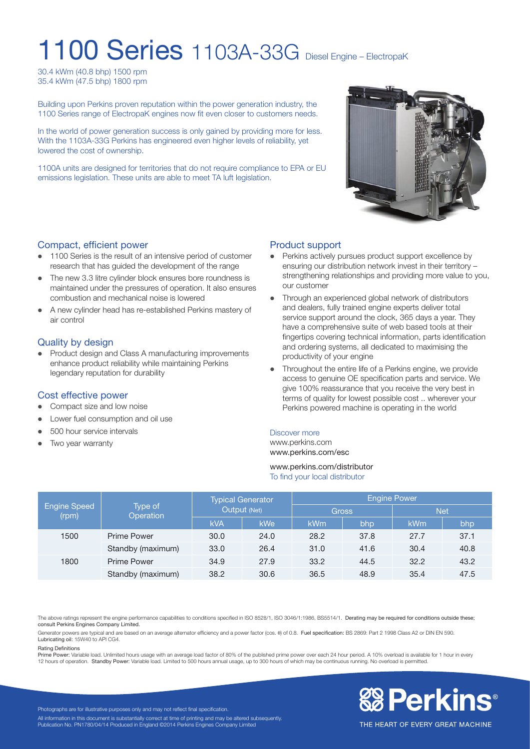# 1100 Series 1103A-33G Diesel Engine – ElectropaK

30.4 kWm (40.8 bhp) 1500 rpm
35.4 kWm (47.5 bhp) 1800 rpm

Building upon Perkins proven reputation within the power generation industry, the 1100 Series range of ElectropaK engines now fit even closer to customers needs.

In the world of power generation success is only gained by providing more for less. With the 1103A-33G Perkins has engineered even higher levels of reliability, yet lowered the cost of ownership.

1100A units are designed for territories that do not require compliance to EPA or EU emissions legislation. These units are able to meet TA luft legislation.

## Compact, efficient power

- 1100 Series is the result of an intensive period of customer research that has guided the development of the range
- The new 3.3 litre cylinder block ensures bore roundness is maintained under the pressures of operation. It also ensures combustion and mechanical noise is lowered
- A new cylinder head has re-established Perkins mastery of air control

## Quality by design

- Product design and Class A manufacturing improvements enhance product reliability while maintaining Perkins legendary reputation for durability

## Cost effective power

- Compact size and low noise
- Lower fuel consumption and oil use
- 500 hour service intervals
- Two year warranty

## Product support

- Perkins actively pursues product support excellence by ensuring our distribution network invest in their territory – strengthening relationships and providing more value to you, our customer
- Through an experienced global network of distributors and dealers, fully trained engine experts deliver total service support around the clock, 365 days a year. They have a comprehensive suite of web based tools at their fingertips covering technical information, parts identification and ordering systems, all dedicated to maximising the productivity of your engine
- Throughout the entire life of a Perkins engine, we provide access to genuine OE specification parts and service. We give 100% reassurance that you receive the very best in terms of quality for lowest possible cost .. wherever your Perkins powered machine is operating in the world

Discover more
www.perkins.com
www.perkins.com/esc

www.perkins.com/distributor
To find your local distributor

| Engine Speed (rpm) | Type of Operation | Typical Generator Output (Net) | | Engine Power | | | |
|---|---|---|---|---|---|---|---|
| | | | | Gross | | Net | |
| | | kVA | kWe | kWm | bhp | kWm | bhp |
| 1500 | Prime Power | 30.0 | 24.0 | 28.2 | 37.8 | 27.7 | 37.1 |
| | Standby (maximum) | 33.0 | 26.4 | 31.0 | 41.6 | 30.4 | 40.8 |
| 1800 | Prime Power | 34.9 | 27.9 | 33.2 | 44.5 | 32.2 | 43.2 |
| | Standby (maximum) | 38.2 | 30.6 | 36.5 | 48.9 | 35.4 | 47.5 |

The above ratings represent the engine performance capabilities to conditions specified in ISO 8528/1, ISO 3046/1:1986, BS5514/1. **Derating may be required for conditions outside these; consult Perkins Engines Company Limited.**

Generator powers are typical and are based on an average alternator efficiency and a power factor (cos. θ) of 0.8. **Fuel specification:** BS 2869: Part 2 1998 Class A2 or DIN EN 590. **Lubricating oil:** 15W40 to API CG4.

**Rating Definitions**

**Prime Power:** Variable load. Unlimited hours usage with an average load factor of 80% of the published prime power over each 24 hour period. A 10% overload is available for 1 hour in every 12 hours of operation. **Standby Power:** Variable load. Limited to 500 hours annual usage, up to 300 hours of which may be continuous running. No overload is permitted.

Photographs are for illustrative purposes only and may not reflect final specification.
All information in this document is substantially correct at time of printing and may be altered subsequently.
Publication No. PN1780/04/14 Produced in England ©2014 Perkins Engines Company Limited

Perkins® THE HEART OF EVERY GREAT MACHINE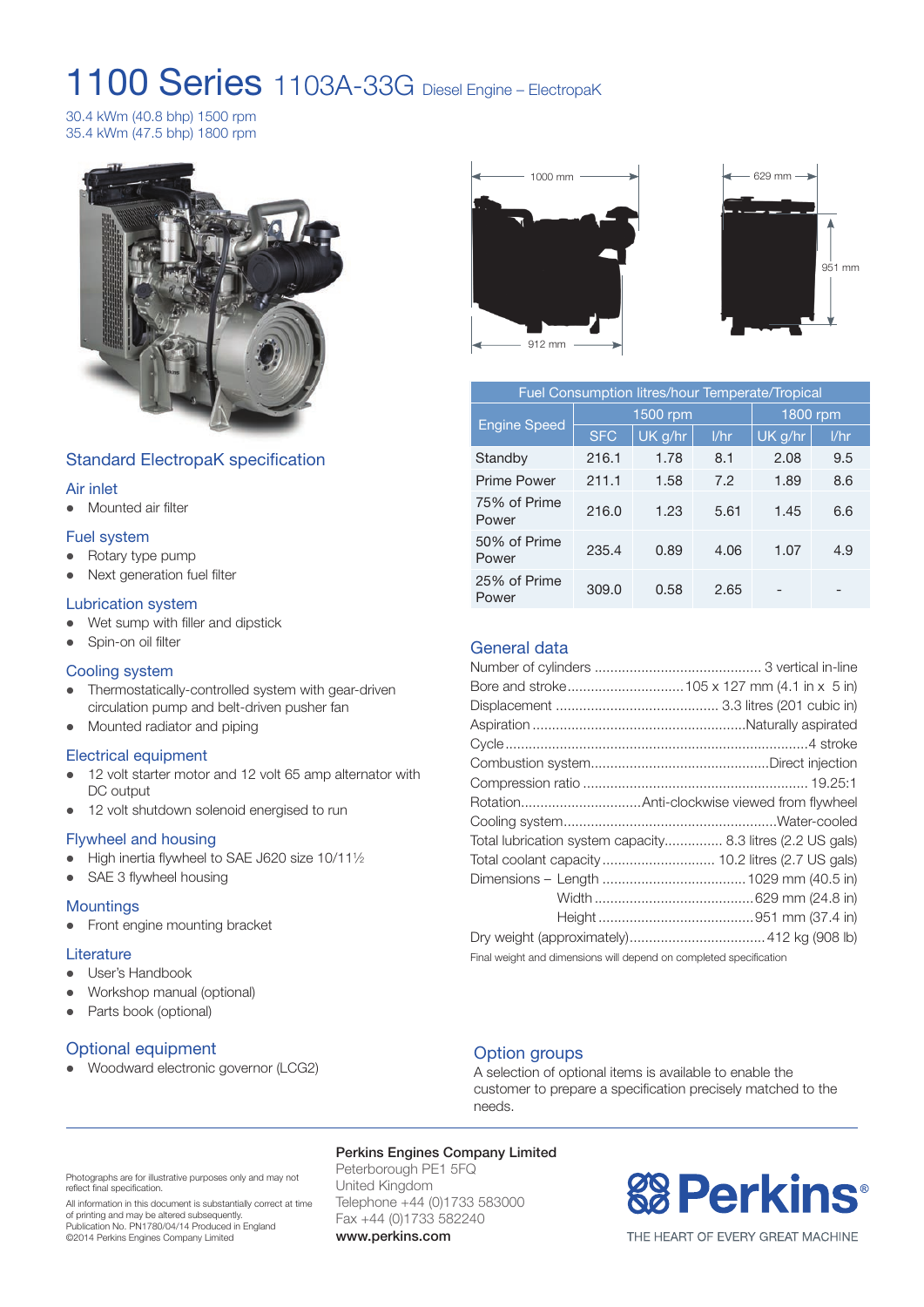# 1100 Series 1103A-33G Diesel Engine – ElectropaK

30.4 kWm (40.8 bhp) 1500 rpm
35.4 kWm (47.5 bhp) 1800 rpm

1000 mm

912 mm

629 mm

951 mm

## Standard ElectropaK specification

### Air inlet

- Mounted air filter

### Fuel system

- Rotary type pump
- Next generation fuel filter

### Lubrication system

- Wet sump with filler and dipstick
- Spin-on oil filter

### Cooling system

- Thermostatically-controlled system with gear-driven circulation pump and belt-driven pusher fan
- Mounted radiator and piping

### Electrical equipment

- 12 volt starter motor and 12 volt 65 amp alternator with DC output
- 12 volt shutdown solenoid energised to run

### Flywheel and housing

- High inertia flywheel to SAE J620 size 10/11½
- SAE 3 flywheel housing

### Mountings

- Front engine mounting bracket

### Literature

- User's Handbook
- Workshop manual (optional)
- Parts book (optional)

## Fuel Consumption litres/hour Temperate/Tropical

| Engine Speed | 1500 rpm | | | 1800 rpm | |
|---|---|---|---|---|---|
| | SFC | UK g/hr | l/hr | UK g/hr | l/hr |
| Standby | 216.1 | 1.78 | 8.1 | 2.08 | 9.5 |
| Prime Power | 211.1 | 1.58 | 7.2 | 1.89 | 8.6 |
| 75% of Prime Power | 216.0 | 1.23 | 5.61 | 1.45 | 6.6 |
| 50% of Prime Power | 235.4 | 0.89 | 4.06 | 1.07 | 4.9 |
| 25% of Prime Power | 309.0 | 0.58 | 2.65 | - | - |

## General data

| | |
|---|---|
| Number of cylinders | 3 vertical in-line |
| Bore and stroke | 105 x 127 mm (4.1 in x 5 in) |
| Displacement | 3.3 litres (201 cubic in) |
| Aspiration | Naturally aspirated |
| Cycle | 4 stroke |
| Combustion system | Direct injection |
| Compression ratio | 19.25:1 |
| Rotation | Anti-clockwise viewed from flywheel |
| Cooling system | Water-cooled |
| Total lubrication system capacity | 8.3 litres (2.2 US gals) |
| Total coolant capacity | 10.2 litres (2.7 US gals) |
| Dimensions – Length | 1029 mm (40.5 in) |
| Width | 629 mm (24.8 in) |
| Height | 951 mm (37.4 in) |
| Dry weight (approximately) | 412 kg (908 lb) |

Final weight and dimensions will depend on completed specification

## Optional equipment

- Woodward electronic governor (LCG2)

## Option groups

A selection of optional items is available to enable the customer to prepare a specification precisely matched to the needs.

Photographs are for illustrative purposes only and may not reflect final specification.

All information in this document is substantially correct at time of printing and may be altered subsequently.
Publication No. PN1780/04/14 Produced in England
©2014 Perkins Engines Company Limited

**Perkins Engines Company Limited**
Peterborough PE1 5FQ
United Kingdom
Telephone +44 (0)1733 583000
Fax +44 (0)1733 582240
**www.perkins.com**

Perkins®
THE HEART OF EVERY GREAT MACHINE